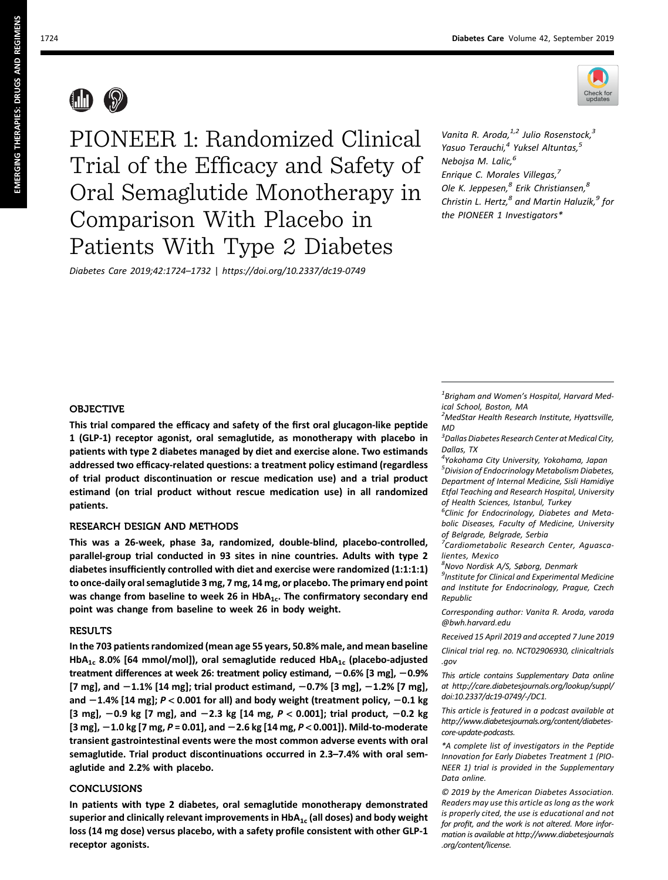# PIONEER 1: Randomized Clinical Trial of the Efficacy and Safety of Oral Semaglutide Monotherapy in Comparison With Placebo in Patients With Type 2 Diabetes

*Diabetes Care 2019;42:1724–1732 | https://doi.org/10.2337/dc19-0749*

*Vanita R. Aroda,[1,2] Julio Rosenstock,[3] Yasuo Terauchi,[4] Yuksel Altuntas,[5] Nebojsa M. Lalic,[6] Enrique C. Morales Villegas,[7] Ole K. Jeppesen,[8] Erik Christiansen,[8] Christin L. Hertz,[8] and Martin Haluzík,[9] for the PIONEER 1 Investigators**

## OBJECTIVE

**This trial compared the efficacy and safety of the first oral glucagon-like peptide 1 (GLP-1) receptor agonist, oral semaglutide, as monotherapy with placebo in patients with type 2 diabetes managed by diet and exercise alone. Two estimands addressed two efficacy-related questions: a treatment policy estimand (regardless of trial product discontinuation or rescue medication use) and a trial product estimand (on trial product without rescue medication use) in all randomized patients.**

## RESEARCH DESIGN AND METHODS

**This was a 26-week, phase 3a, randomized, double-blind, placebo-controlled, parallel-group trial conducted in 93 sites in nine countries. Adults with type 2 diabetes insufficiently controlled with diet and exercise were randomized (1:1:1:1) to once-daily oral semaglutide 3 mg, 7 mg, 14 mg, or placebo. The primary end point was change from baseline to week 26 in $HbA_{1c}$. The confirmatory secondary end point was change from baseline to week 26 in body weight.**

## RESULTS

**In the 703 patients randomized (mean age 55 years, 50.8% male, and mean baseline $HbA_{1c}$ 8.0% [64 mmol/mol]), oral semaglutide reduced $HbA_{1c}$ (placebo-adjusted treatment differences at week 26: treatment policy estimand, −0.6% [3 mg], −0.9% [7 mg], and −1.1% [14 mg]; trial product estimand, −0.7% [3 mg], −1.2% [7 mg], and −1.4% [14 mg]; $P < 0.001$ for all) and body weight (treatment policy, −0.1 kg [3 mg], −0.9 kg [7 mg], and −2.3 kg [14 mg, $P < 0.001$]; trial product, −0.2 kg [3 mg], −1.0 kg [7 mg, $P = 0.01$], and −2.6 kg [14 mg, $P < 0.001$]). Mild-to-moderate transient gastrointestinal events were the most common adverse events with oral semaglutide. Trial product discontinuations occurred in 2.3–7.4% with oral semaglutide and 2.2% with placebo.**

## CONCLUSIONS

**In patients with type 2 diabetes, oral semaglutide monotherapy demonstrated superior and clinically relevant improvements in $HbA_{1c}$ (all doses) and body weight loss (14 mg dose) versus placebo, with a safety profile consistent with other GLP-1 receptor agonists.**

---

[1]*Brigham and Women's Hospital, Harvard Medical School, Boston, MA*

[2]*MedStar Health Research Institute, Hyattsville, MD*

[3]*Dallas Diabetes Research Center at Medical City, Dallas, TX*

[4]*Yokohama City University, Yokohama, Japan*

[5]*Division of Endocrinology Metabolism Diabetes, Department of Internal Medicine, Sisli Hamidiye Etfal Teaching and Research Hospital, University of Health Sciences, Istanbul, Turkey*

[6]*Clinic for Endocrinology, Diabetes and Metabolic Diseases, Faculty of Medicine, University of Belgrade, Belgrade, Serbia*

[7]*Cardiometabolic Research Center, Aguascalientes, Mexico*

[8]*Novo Nordisk A/S, Søborg, Denmark*

[9]*Institute for Clinical and Experimental Medicine and Institute for Endocrinology, Prague, Czech Republic*

*Corresponding author: Vanita R. Aroda, varoda@bwh.harvard.edu*

*Received 15 April 2019 and accepted 7 June 2019*

*Clinical trial reg. no. NCT02906930, clinicaltrials.gov*

*This article contains Supplementary Data online at http://care.diabetesjournals.org/lookup/suppl/doi:10.2337/dc19-0749/-/DC1.*

*This article is featured in a podcast available at http://www.diabetesjournals.org/content/diabetes-core-update-podcasts.*

**A complete list of investigators in the Peptide Innovation for Early Diabetes Treatment 1 (PIONEER 1) trial is provided in the Supplementary Data online.*

*© 2019 by the American Diabetes Association. Readers may use this article as long as the work is properly cited, the use is educational and not for profit, and the work is not altered. More information is available at http://www.diabetesjournals.org/content/license.*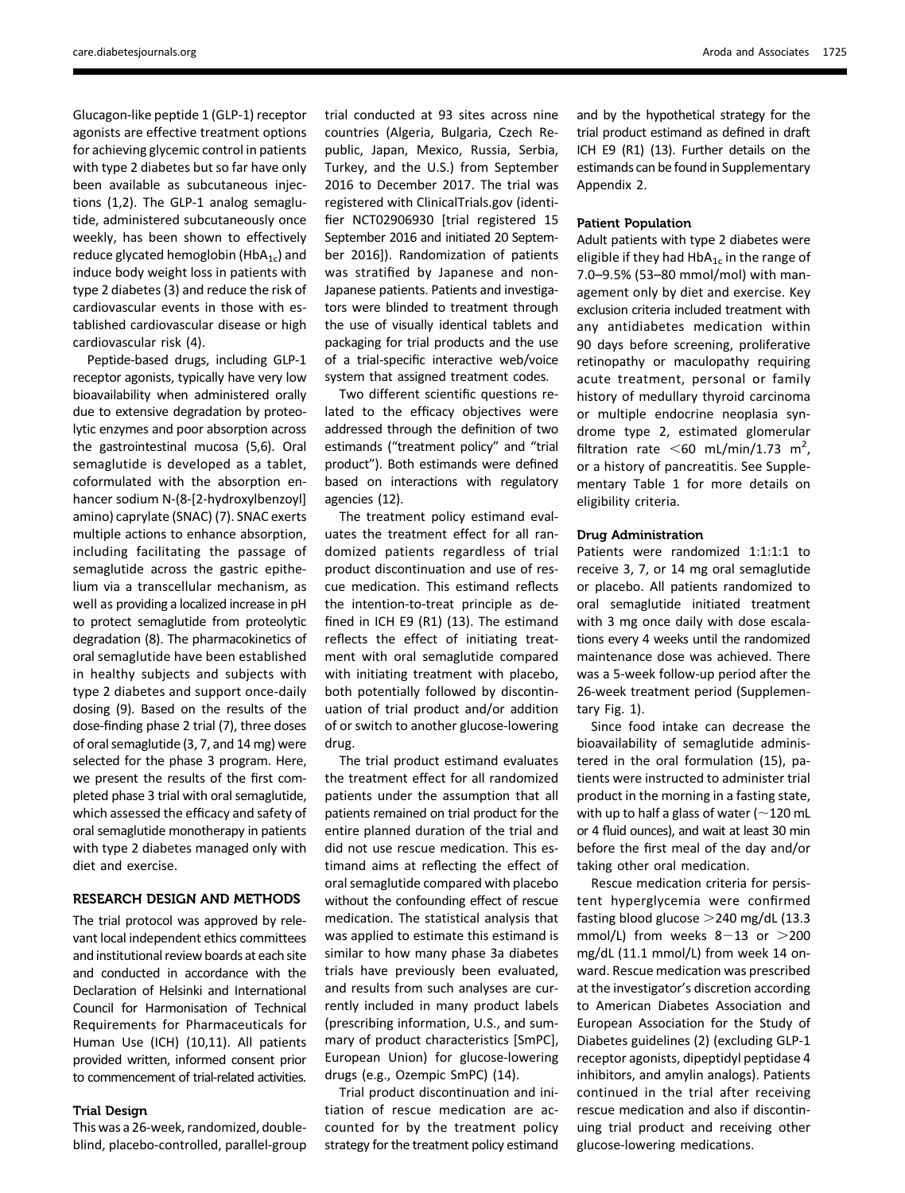Glucagon-like peptide 1 (GLP-1) receptor agonists are effective treatment options for achieving glycemic control in patients with type 2 diabetes but so far have only been available as subcutaneous injections (1,2). The GLP-1 analog semaglutide, administered subcutaneously once weekly, has been shown to effectively reduce glycated hemoglobin ($HbA_{1c}$) and induce body weight loss in patients with type 2 diabetes (3) and reduce the risk of cardiovascular events in those with established cardiovascular disease or high cardiovascular risk (4).

Peptide-based drugs, including GLP-1 receptor agonists, typically have very low bioavailability when administered orally due to extensive degradation by proteolytic enzymes and poor absorption across the gastrointestinal mucosa (5,6). Oral semaglutide is developed as a tablet, coformulated with the absorption enhancer sodium N-(8-[2-hydroxylbenzoyl] amino) caprylate (SNAC) (7). SNAC exerts multiple actions to enhance absorption, including facilitating the passage of semaglutide across the gastric epithelium via a transcellular mechanism, as well as providing a localized increase in pH to protect semaglutide from proteolytic degradation (8). The pharmacokinetics of oral semaglutide have been established in healthy subjects and subjects with type 2 diabetes and support once-daily dosing (9). Based on the results of the dose-finding phase 2 trial (7), three doses of oral semaglutide (3, 7, and 14 mg) were selected for the phase 3 program. Here, we present the results of the first completed phase 3 trial with oral semaglutide, which assessed the efficacy and safety of oral semaglutide monotherapy in patients with type 2 diabetes managed only with diet and exercise.

## RESEARCH DESIGN AND METHODS

The trial protocol was approved by relevant local independent ethics committees and institutional review boards at each site and conducted in accordance with the Declaration of Helsinki and International Council for Harmonisation of Technical Requirements for Pharmaceuticals for Human Use (ICH) (10,11). All patients provided written, informed consent prior to commencement of trial-related activities.

### Trial Design

This was a 26-week, randomized, double-blind, placebo-controlled, parallel-group trial conducted at 93 sites across nine countries (Algeria, Bulgaria, Czech Republic, Japan, Mexico, Russia, Serbia, Turkey, and the U.S.) from September 2016 to December 2017. The trial was registered with ClinicalTrials.gov (identifier NCT02906930 [trial registered 15 September 2016 and initiated 20 September 2016]). Randomization of patients was stratified by Japanese and non-Japanese patients. Patients and investigators were blinded to treatment through the use of visually identical tablets and packaging for trial products and the use of a trial-specific interactive web/voice system that assigned treatment codes.

Two different scientific questions related to the efficacy objectives were addressed through the definition of two estimands ("treatment policy" and "trial product"). Both estimands were defined based on interactions with regulatory agencies (12).

The treatment policy estimand evaluates the treatment effect for all randomized patients regardless of trial product discontinuation and use of rescue medication. This estimand reflects the intention-to-treat principle as defined in ICH E9 (R1) (13). The estimand reflects the effect of initiating treatment with oral semaglutide compared with initiating treatment with placebo, both potentially followed by discontinuation of trial product and/or addition of or switch to another glucose-lowering drug.

The trial product estimand evaluates the treatment effect for all randomized patients under the assumption that all patients remained on trial product for the entire planned duration of the trial and did not use rescue medication. This estimand aims at reflecting the effect of oral semaglutide compared with placebo without the confounding effect of rescue medication. The statistical analysis that was applied to estimate this estimand is similar to how many phase 3a diabetes trials have previously been evaluated, and results from such analyses are currently included in many product labels (prescribing information, U.S., and summary of product characteristics [SmPC], European Union) for glucose-lowering drugs (e.g., Ozempic SmPC) (14).

Trial product discontinuation and initiation of rescue medication are accounted for by the treatment policy strategy for the treatment policy estimand and by the hypothetical strategy for the trial product estimand as defined in draft ICH E9 (R1) (13). Further details on the estimands can be found in Supplementary Appendix 2.

### Patient Population

Adult patients with type 2 diabetes were eligible if they had $HbA_{1c}$ in the range of 7.0–9.5% (53–80 mmol/mol) with management only by diet and exercise. Key exclusion criteria included treatment with any antidiabetes medication within 90 days before screening, proliferative retinopathy or maculopathy requiring acute treatment, personal or family history of medullary thyroid carcinoma or multiple endocrine neoplasia syndrome type 2, estimated glomerular filtration rate $<60$ mL/min/1.73 $m^2$, or a history of pancreatitis. See Supplementary Table 1 for more details on eligibility criteria.

### Drug Administration

Patients were randomized 1:1:1:1 to receive 3, 7, or 14 mg oral semaglutide or placebo. All patients randomized to oral semaglutide initiated treatment with 3 mg once daily with dose escalations every 4 weeks until the randomized maintenance dose was achieved. There was a 5-week follow-up period after the 26-week treatment period (Supplementary Fig. 1).

Since food intake can decrease the bioavailability of semaglutide administered in the oral formulation (15), patients were instructed to administer trial product in the morning in a fasting state, with up to half a glass of water ($\sim$120 mL or 4 fluid ounces), and wait at least 30 min before the first meal of the day and/or taking other oral medication.

Rescue medication criteria for persistent hyperglycemia were confirmed fasting blood glucose $>$240 mg/dL (13.3 mmol/L) from weeks 8–13 or $>$200 mg/dL (11.1 mmol/L) from week 14 onward. Rescue medication was prescribed at the investigator's discretion according to American Diabetes Association and European Association for the Study of Diabetes guidelines (2) (excluding GLP-1 receptor agonists, dipeptidyl peptidase 4 inhibitors, and amylin analogs). Patients continued in the trial after receiving rescue medication and also if discontinuing trial product and receiving other glucose-lowering medications.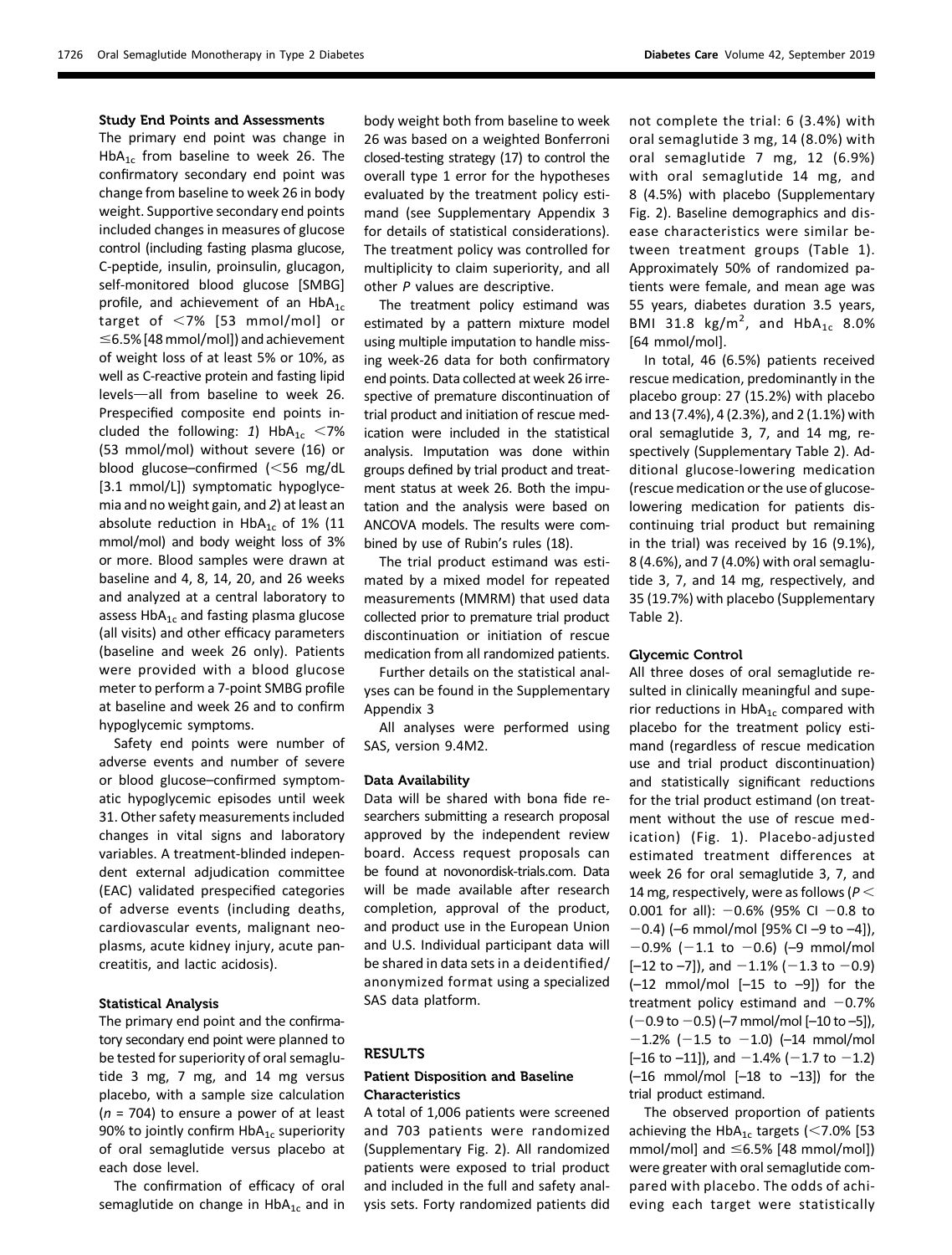### Study End Points and Assessments

The primary end point was change in $HbA_{1c}$ from baseline to week 26. The confirmatory secondary end point was change from baseline to week 26 in body weight. Supportive secondary end points included changes in measures of glucose control (including fasting plasma glucose, C-peptide, insulin, proinsulin, glucagon, self-monitored blood glucose [SMBG] profile, and achievement of an $HbA_{1c}$ target of <7% [53 mmol/mol] or ≤6.5% [48 mmol/mol]) and achievement of weight loss of at least 5% or 10%, as well as C-reactive protein and fasting lipid levels—all from baseline to week 26. Prespecified composite end points included the following: *1*) $HbA_{1c}$ <7% (53 mmol/mol) without severe (16) or blood glucose–confirmed (<56 mg/dL [3.1 mmol/L]) symptomatic hypoglycemia and no weight gain, and *2*) at least an absolute reduction in $HbA_{1c}$ of 1% (11 mmol/mol) and body weight loss of 3% or more. Blood samples were drawn at baseline and 4, 8, 14, 20, and 26 weeks and analyzed at a central laboratory to assess $HbA_{1c}$ and fasting plasma glucose (all visits) and other efficacy parameters (baseline and week 26 only). Patients were provided with a blood glucose meter to perform a 7-point SMBG profile at baseline and week 26 and to confirm hypoglycemic symptoms.

Safety end points were number of adverse events and number of severe or blood glucose–confirmed symptomatic hypoglycemic episodes until week 31. Other safety measurements included changes in vital signs and laboratory variables. A treatment-blinded independent external adjudication committee (EAC) validated prespecified categories of adverse events (including deaths, cardiovascular events, malignant neoplasms, acute kidney injury, acute pancreatitis, and lactic acidosis).

### Statistical Analysis

The primary end point and the confirmatory secondary end point were planned to be tested for superiority of oral semaglutide 3 mg, 7 mg, and 14 mg versus placebo, with a sample size calculation ($n$ = 704) to ensure a power of at least 90% to jointly confirm $HbA_{1c}$ superiority of oral semaglutide versus placebo at each dose level.

The confirmation of efficacy of oral semaglutide on change in $HbA_{1c}$ and in body weight both from baseline to week 26 was based on a weighted Bonferroni closed-testing strategy (17) to control the overall type 1 error for the hypotheses evaluated by the treatment policy estimand (see Supplementary Appendix 3 for details of statistical considerations). The treatment policy was controlled for multiplicity to claim superiority, and all other $P$ values are descriptive.

The treatment policy estimand was estimated by a pattern mixture model using multiple imputation to handle missing week-26 data for both confirmatory end points. Data collected at week 26 irrespective of premature discontinuation of trial product and initiation of rescue medication were included in the statistical analysis. Imputation was done within groups defined by trial product and treatment status at week 26. Both the imputation and the analysis were based on ANCOVA models. The results were combined by use of Rubin's rules (18).

The trial product estimand was estimated by a mixed model for repeated measurements (MMRM) that used data collected prior to premature trial product discontinuation or initiation of rescue medication from all randomized patients.

Further details on the statistical analyses can be found in the Supplementary Appendix 3

All analyses were performed using SAS, version 9.4M2.

### Data Availability

Data will be shared with bona fide researchers submitting a research proposal approved by the independent review board. Access request proposals can be found at novonordisk-trials.com. Data will be made available after research completion, approval of the product, and product use in the European Union and U.S. Individual participant data will be shared in data sets in a deidentified/anonymized format using a specialized SAS data platform.

## RESULTS

### Patient Disposition and Baseline Characteristics

A total of 1,006 patients were screened and 703 patients were randomized (Supplementary Fig. 2). All randomized patients were exposed to trial product and included in the full and safety analysis sets. Forty randomized patients did not complete the trial: 6 (3.4%) with oral semaglutide 3 mg, 14 (8.0%) with oral semaglutide 7 mg, 12 (6.9%) with oral semaglutide 14 mg, and 8 (4.5%) with placebo (Supplementary Fig. 2). Baseline demographics and disease characteristics were similar between treatment groups (Table 1). Approximately 50% of randomized patients were female, and mean age was 55 years, diabetes duration 3.5 years, BMI 31.8 $kg/m^2$, and $HbA_{1c}$ 8.0% [64 mmol/mol].

In total, 46 (6.5%) patients received rescue medication, predominantly in the placebo group: 27 (15.2%) with placebo and 13 (7.4%), 4 (2.3%), and 2 (1.1%) with oral semaglutide 3, 7, and 14 mg, respectively (Supplementary Table 2). Additional glucose-lowering medication (rescue medication or the use of glucose-lowering medication for patients discontinuing trial product but remaining in the trial) was received by 16 (9.1%), 8 (4.6%), and 7 (4.0%) with oral semaglutide 3, 7, and 14 mg, respectively, and 35 (19.7%) with placebo (Supplementary Table 2).

### Glycemic Control

All three doses of oral semaglutide resulted in clinically meaningful and superior reductions in $HbA_{1c}$ compared with placebo for the treatment policy estimand (regardless of rescue medication use and trial product discontinuation) and statistically significant reductions for the trial product estimand (on treatment without the use of rescue medication) (Fig. 1). Placebo-adjusted estimated treatment differences at week 26 for oral semaglutide 3, 7, and 14 mg, respectively, were as follows ($P <$ 0.001 for all): −0.6% (95% CI −0.8 to −0.4) (–6 mmol/mol [95% CI –9 to –4]), −0.9% (−1.1 to −0.6) (–9 mmol/mol [–12 to –7]), and −1.1% (−1.3 to −0.9) (–12 mmol/mol [–15 to –9]) for the treatment policy estimand and −0.7% (−0.9 to −0.5) (–7 mmol/mol [–10 to –5]), −1.2% (−1.5 to −1.0) (–14 mmol/mol [–16 to –11]), and −1.4% (−1.7 to −1.2) (–16 mmol/mol [–18 to –13]) for the trial product estimand.

The observed proportion of patients achieving the $HbA_{1c}$ targets (<7.0% [53 mmol/mol] and ≤6.5% [48 mmol/mol]) were greater with oral semaglutide compared with placebo. The odds of achieving each target were statistically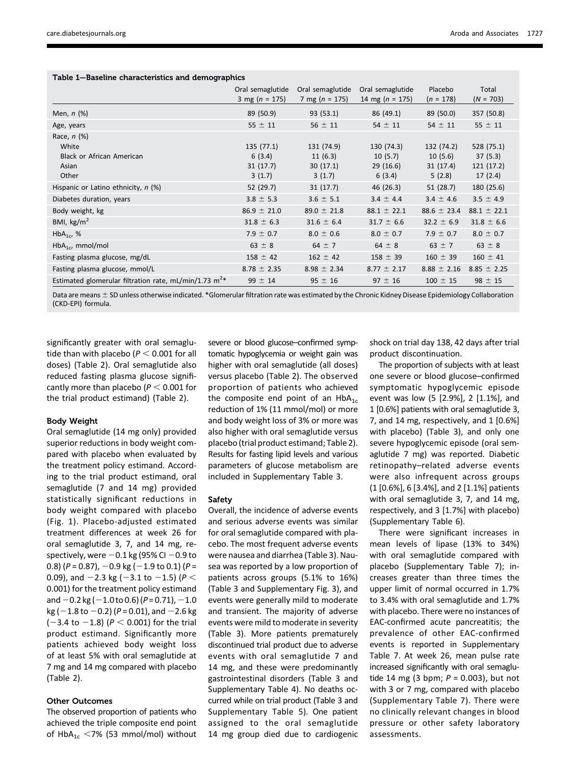**Table 1—Baseline characteristics and demographics**

| | Oral semaglutide 3 mg ($n$ = 175) | Oral semaglutide 7 mg ($n$ = 175) | Oral semaglutide 14 mg ($n$ = 175) | Placebo ($n$ = 178) | Total ($N$ = 703) |
|---|---|---|---|---|---|
| Men, $n$ (%) | 89 (50.9) | 93 (53.1) | 86 (49.1) | 89 (50.0) | 357 (50.8) |
| Age, years | 55 ± 11 | 56 ± 11 | 54 ± 11 | 54 ± 11 | 55 ± 11 |
| Race, $n$ (%) | | | | | |
| White | 135 (77.1) | 131 (74.9) | 130 (74.3) | 132 (74.2) | 528 (75.1) |
| Black or African American | 6 (3.4) | 11 (6.3) | 10 (5.7) | 10 (5.6) | 37 (5.3) |
| Asian | 31 (17.7) | 30 (17.1) | 29 (16.6) | 31 (17.4) | 121 (17.2) |
| Other | 3 (1.7) | 3 (1.7) | 6 (3.4) | 5 (2.8) | 17 (2.4) |
| Hispanic or Latino ethnicity, $n$ (%) | 52 (29.7) | 31 (17.7) | 46 (26.3) | 51 (28.7) | 180 (25.6) |
| Diabetes duration, years | 3.8 ± 5.3 | 3.6 ± 5.1 | 3.4 ± 4.4 | 3.4 ± 4.6 | 3.5 ± 4.9 |
| Body weight, kg | 86.9 ± 21.0 | 89.0 ± 21.8 | 88.1 ± 22.1 | 88.6 ± 23.4 | 88.1 ± 22.1 |
| BMI, kg/m$^2$ | 31.8 ± 6.3 | 31.6 ± 6.4 | 31.7 ± 6.6 | 32.2 ± 6.9 | 31.8 ± 6.6 |
| $HbA_{1c}$, % | 7.9 ± 0.7 | 8.0 ± 0.6 | 8.0 ± 0.7 | 7.9 ± 0.7 | 8.0 ± 0.7 |
| $HbA_{1c}$, mmol/mol | 63 ± 8 | 64 ± 7 | 64 ± 8 | 63 ± 7 | 63 ± 8 |
| Fasting plasma glucose, mg/dL | 158 ± 42 | 162 ± 42 | 158 ± 39 | 160 ± 39 | 160 ± 41 |
| Fasting plasma glucose, mmol/L | 8.78 ± 2.35 | 8.98 ± 2.34 | 8.77 ± 2.17 | 8.88 ± 2.16 | 8.85 ± 2.25 |
| Estimated glomerular filtration rate, mL/min/1.73 m$^2$* | 99 ± 14 | 95 ± 16 | 97 ± 16 | 100 ± 15 | 98 ± 15 |

Data are means ± SD unless otherwise indicated. *Glomerular filtration rate was estimated by the Chronic Kidney Disease Epidemiology Collaboration (CKD-EPI) formula.

significantly greater with oral semaglutide than with placebo ($P < 0.001$ for all doses) (Table 2). Oral semaglutide also reduced fasting plasma glucose significantly more than placebo ($P < 0.001$ for the trial product estimand) (Table 2).

### Body Weight

Oral semaglutide (14 mg only) provided superior reductions in body weight compared with placebo when evaluated by the treatment policy estimand. According to the trial product estimand, oral semaglutide (7 and 14 mg) provided statistically significant reductions in body weight compared with placebo (Fig. 1). Placebo-adjusted estimated treatment differences at week 26 for oral semaglutide 3, 7, and 14 mg, respectively, were −0.1 kg (95% CI −0.9 to 0.8) ($P$ = 0.87), −0.9 kg (−1.9 to 0.1) ($P$ = 0.09), and −2.3 kg (−3.1 to −1.5) ($P <$ 0.001) for the treatment policy estimand and −0.2 kg (−1.0 to 0.6) ($P$ = 0.71), −1.0 kg (−1.8 to −0.2) ($P$ = 0.01), and −2.6 kg (−3.4 to −1.8) ($P < 0.001$) for the trial product estimand. Significantly more patients achieved body weight loss of at least 5% with oral semaglutide at 7 mg and 14 mg compared with placebo (Table 2).

### Other Outcomes

The observed proportion of patients who achieved the triple composite end point of $HbA_{1c}$ <7% (53 mmol/mol) without severe or blood glucose–confirmed symptomatic hypoglycemia or weight gain was higher with oral semaglutide (all doses) versus placebo (Table 2). The observed proportion of patients who achieved the composite end point of an $HbA_{1c}$ reduction of 1% (11 mmol/mol) or more and body weight loss of 3% or more was also higher with oral semaglutide versus placebo (trial product estimand; Table 2). Results for fasting lipid levels and various parameters of glucose metabolism are included in Supplementary Table 3.

### Safety

Overall, the incidence of adverse events and serious adverse events was similar for oral semaglutide compared with placebo. The most frequent adverse events were nausea and diarrhea (Table 3). Nausea was reported by a low proportion of patients across groups (5.1% to 16%) (Table 3 and Supplementary Fig. 3), and events were generally mild to moderate and transient. The majority of adverse events were mild to moderate in severity (Table 3). More patients prematurely discontinued trial product due to adverse events with oral semaglutide 7 and 14 mg, and these were predominantly gastrointestinal disorders (Table 3 and Supplementary Table 4). No deaths occurred while on trial product (Table 3 and Supplementary Table 5). One patient assigned to the oral semaglutide 14 mg group died due to cardiogenic shock on trial day 138, 42 days after trial product discontinuation.

The proportion of subjects with at least one severe or blood glucose–confirmed symptomatic hypoglycemic episode event was low (5 [2.9%], 2 [1.1%], and 1 [0.6%] patients with oral semaglutide 3, 7, and 14 mg, respectively, and 1 [0.6%] with placebo) (Table 3), and only one severe hypoglycemic episode (oral semaglutide 7 mg) was reported. Diabetic retinopathy–related adverse events were also infrequent across groups (1 [0.6%], 6 [3.4%], and 2 [1.1%] patients with oral semaglutide 3, 7, and 14 mg, respectively, and 3 [1.7%] with placebo) (Supplementary Table 6).

There were significant increases in mean levels of lipase (13% to 34%) with oral semaglutide compared with placebo (Supplementary Table 7); increases greater than three times the upper limit of normal occurred in 1.7% to 3.4% with oral semaglutide and 1.7% with placebo. There were no instances of EAC-confirmed acute pancreatitis; the prevalence of other EAC-confirmed events is reported in Supplementary Table 7. At week 26, mean pulse rate increased significantly with oral semaglutide 14 mg (3 bpm; $P$ = 0.003), but not with 3 or 7 mg, compared with placebo (Supplementary Table 7). There were no clinically relevant changes in blood pressure or other safety laboratory assessments.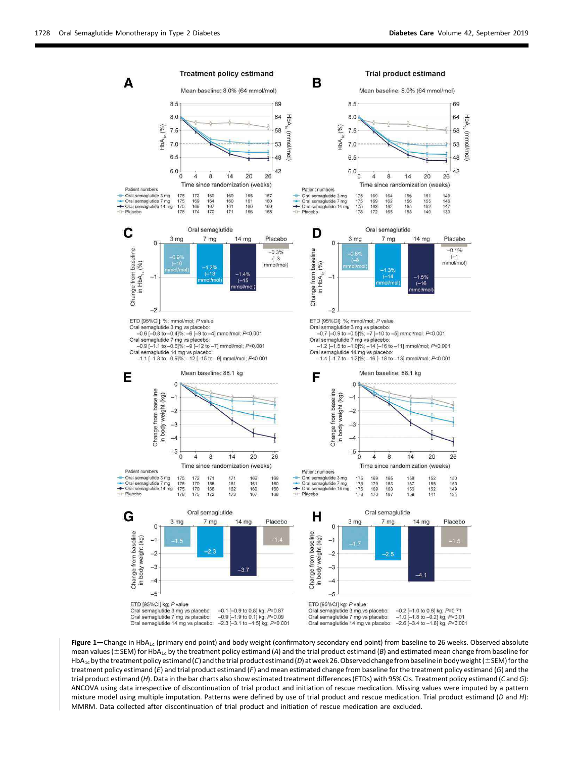**C** — ETD [95%CI]: %; mmol/mol; *P* value

Oral semaglutide 3 mg vs placebo:
−0.6 [−0.8 to −0.4]%; −6 [−9 to −4] mmol/mol; $P<0.001$

Oral semaglutide 7 mg vs placebo:
−0.9 [−1.1 to −0.6]%; −9 [−12 to −7] mmol/mol; $P<0.001$

Oral semaglutide 14 mg vs placebo:
−1.1 [−1.3 to −0.9]%; −12 [−15 to −9] mmol/mol; $P<0.001$

**D** — ETD [95%CI]: %; mmol/mol; *P* value

Oral semaglutide 3 mg vs placebo:
−0.7 [−0.9 to −0.5]%; −7 [−10 to −5] mmol/mol; $P<0.001$

Oral semaglutide 7 mg vs placebo:
−1.2 [−1.5 to −1.0]%; −14 [−16 to −11] mmol/mol; $P<0.001$

Oral semaglutide 14 mg vs placebo:
−1.4 [−1.7 to −1.2]%; −16 [−18 to −13] mmol/mol; $P<0.001$

**G** — ETD [95%CI] kg; *P* value

Oral semaglutide 3 mg vs placebo: −0.1 [−0.9 to 0.8] kg; $P=0.87$

Oral semaglutide 7 mg vs placebo: −0.9 [−1.9 to 0.1] kg; $P=0.09$

Oral semaglutide 14 mg vs placebo: −2.3 [−3.1 to −1.5] kg; $P<0.001$

**H** — ETD [95%CI] kg; *P* value

Oral semaglutide 3 mg vs placebo: −0.2 [−1.0 to 0.6] kg; $P=0.71$

Oral semaglutide 7 mg vs placebo: −1.0 [−1.8 to −0.2] kg; $P=0.01$

Oral semaglutide 14 mg vs placebo: −2.6 [−3.4 to −1.8] kg; $P<0.001$

**Figure 1**—Change in $HbA_{1c}$ (primary end point) and body weight (confirmatory secondary end point) from baseline to 26 weeks. Observed absolute mean values (±SEM) for $HbA_{1c}$ by the treatment policy estimand (*A*) and the trial product estimand (*B*) and estimated mean change from baseline for $HbA_{1c}$ by the treatment policy estimand (*C*) and the trial product estimand (*D*) at week 26. Observed change from baseline in body weight (±SEM) for the treatment policy estimand (*E*) and trial product estimand (*F*) and mean estimated change from baseline for the treatment policy estimand (*G*) and the trial product estimand (*H*). Data in the bar charts also show estimated treatment differences (ETDs) with 95% CIs. Treatment policy estimand (*C* and *G*): ANCOVA using data irrespective of discontinuation of trial product and initiation of rescue medication. Missing values were imputed by a pattern mixture model using multiple imputation. Patterns were defined by use of trial product and rescue medication. Trial product estimand (*D* and *H*): MMRM. Data collected after discontinuation of trial product and initiation of rescue medication are excluded.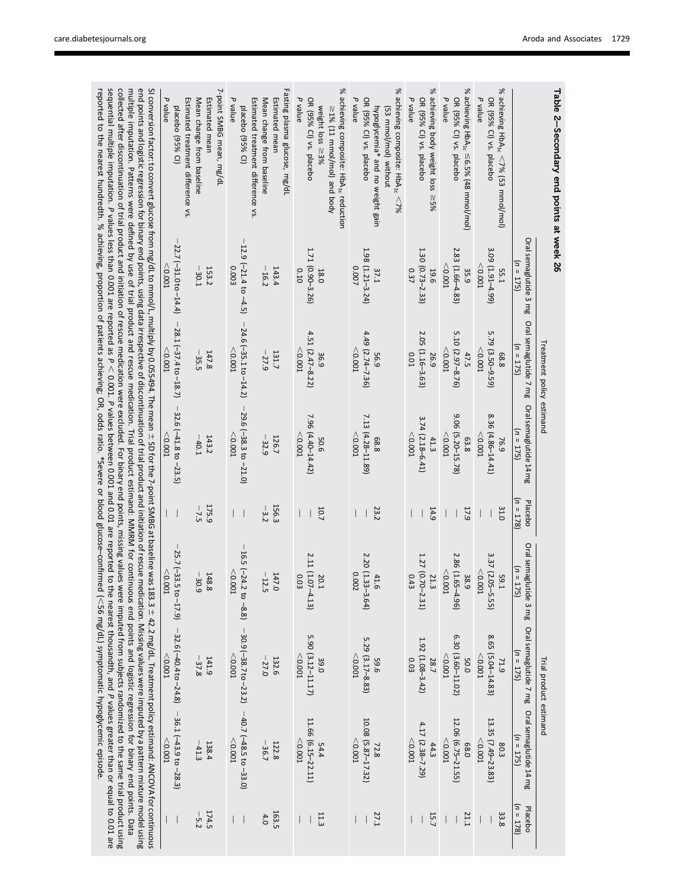**Table 2—Secondary end points at week 26**

| | Treatment policy estimand | | | | Trial product estimand | | | |
|---|---|---|---|---|---|---|---|---|
| | Oral semaglutide 3 mg (n = 175) | Oral semaglutide 7 mg (n = 175) | Oral semaglutide 14 mg (n = 175) | Placebo (n = 178) | Oral semaglutide 3 mg (n = 175) | Oral semaglutide 7 mg (n = 175) | Oral semaglutide 14 mg (n = 175) | Placebo (n = 178) |
| % achieving $HbA_{1c}$ <7% (53 mmol/mol) | 55.1 | 68.8 | 76.9 | 31.0 | 59.1 | 71.9 | 80.3 | 33.8 |
| OR (95% CI) vs. placebo | 3.09 (1.91–4.99) | 5.79 (3.50–9.59) | 8.36 (4.86–14.41) | — | 3.37 (2.05–5.55) | 8.65 (5.04–14.83) | 13.35 (7.49–23.83) | — |
| P value | <0.001 | <0.001 | <0.001 | — | <0.001 | <0.001 | <0.001 | — |
| % achieving $HbA_{1c}$ ≤6.5% (48 mmol/mol) | 35.9 | 47.5 | 63.8 | 17.9 | 38.9 | 50.0 | 68.0 | 21.1 |
| OR (95% CI) vs. placebo | 2.83 (1.66–4.83) | 5.10 (2.97–8.76) | 9.06 (5.20–15.78) | — | 2.86 (1.65–4.96) | 6.30 (3.60–11.02) | 12.06 (6.75–21.55) | — |
| P value | <0.001 | <0.001 | <0.001 | — | <0.001 | <0.001 | <0.001 | — |
| % achieving body weight loss ≥5% | 19.6 | 26.9 | 41.3 | 14.9 | 21.3 | 28.7 | 44.3 | 15.7 |
| OR (95% CI) vs. placebo | 1.30 (0.73–2.33) | 2.05 (1.16–3.63) | 3.74 (2.18–6.41) | — | 1.27 (0.70–2.31) | 1.92 (1.08–3.42) | 4.17 (2.38–7.29) | — |
| P value | 0.37 | 0.01 | <0.001 | — | 0.43 | 0.03 | <0.001 | — |
| % achieving composite: $HbA_{1c}$ <7% (53 mmol/mol) without hypoglycemia* and no weight gain | 37.1 | 56.9 | 68.8 | 23.2 | 41.6 | 59.6 | 72.8 | 27.1 |
| OR (95% CI) vs. placebo | 1.98 (1.21–3.24) | 4.49 (2.74–7.36) | 7.13 (4.28–11.89) | — | 2.20 (1.33–3.64) | 5.29 (3.17–8.83) | 10.08 (5.87–17.32) | — |
| P value | 0.007 | <0.001 | <0.001 | — | 0.002 | <0.001 | <0.001 | — |
| % achieving composite: $HbA_{1c}$ reduction ≥1% (11 mmol/mol) and body weight loss ≥3% | 18.0 | 36.9 | 50.6 | 10.7 | 20.1 | 39.0 | 54.4 | 11.3 |
| OR (95% CI) vs. placebo | 1.71 (0.90–3.26) | 4.51 (2.47–8.22) | 7.96 (4.40–14.42) | — | 2.11 (1.07–4.13) | 5.90 (3.12–11.17) | 11.66 (6.15–22.11) | — |
| P value | 0.10 | <0.001 | <0.001 | — | 0.03 | <0.001 | <0.001 | — |
| Fasting plasma glucose, mg/dL | | | | | | | | |
| Estimated mean | 143.4 | 131.7 | 126.7 | 156.3 | 147.0 | 132.6 | 122.8 | 163.5 |
| Mean change from baseline | −16.2 | −27.9 | −32.9 | −3.2 | −12.5 | −27.0 | −36.7 | 4.0 |
| Estimated treatment difference vs. placebo (95% CI) | −12.9 (−21.4 to −4.5) | −24.6 (−35.1 to −14.2) | −29.6 (−38.3 to −21.0) | — | −16.5 (−24.2 to −8.8) | −30.9 (−38.7 to −23.2) | −40.7 (−48.5 to −33.0) | — |
| P value | 0.003 | <0.001 | <0.001 | — | <0.001 | <0.001 | <0.001 | — |
| 7-point SMBG mean, mg/dL | | | | | | | | |
| Estimated mean | 153.2 | 147.8 | 143.2 | 175.9 | 148.8 | 141.9 | 138.4 | 174.5 |
| Mean change from baseline | −30.1 | −35.5 | −40.1 | −7.5 | −30.9 | −37.8 | −41.3 | −5.2 |
| Estimated treatment difference vs. placebo (95% CI) | −22.7 (−31.0 to −14.4) | −28.1 (−37.4 to −18.7) | −32.6 (−41.8 to −23.5) | — | −25.7 (−33.5 to −17.9) | −32.6 (−40.4 to −24.8) | −36.1 (−43.9 to −28.3) | — |
| P value | <0.001 | <0.001 | <0.001 | — | <0.001 | <0.001 | <0.001 | — |

SI conversion factor: to convert glucose from mg/dL to mmol/L, multiply by 0.055494. The mean ± SD for the 7-point SMBG at baseline was 183.3 ± 42.2 mg/dL. Treatment policy estimand: ANCOVA for continuous end points and logistic regression for binary end points, using data irrespective of discontinuation of trial product and initiation of rescue medication. Missing values were imputed by a pattern mixture model using multiple imputation. Patterns were defined by use of trial product and rescue medication. Trial product estimand: MMRM for continuous end points and logistic regression for binary end points. Data collected after discontinuation of trial product and initiation of rescue medication were excluded. For binary end points, missing values were imputed from subjects randomized to the same trial product using sequential multiple imputation. P values less than 0.001 are reported as P < 0.001. P values between 0.001 and 0.01 are reported to the nearest thousandth, and P values greater than or equal to 0.01 are reported to the nearest hundredth. % achieving, proportion of patients achieving; OR, odds ratio. *Severe or blood glucose–confirmed (<56 mg/dL) symptomatic hypoglycemic episode.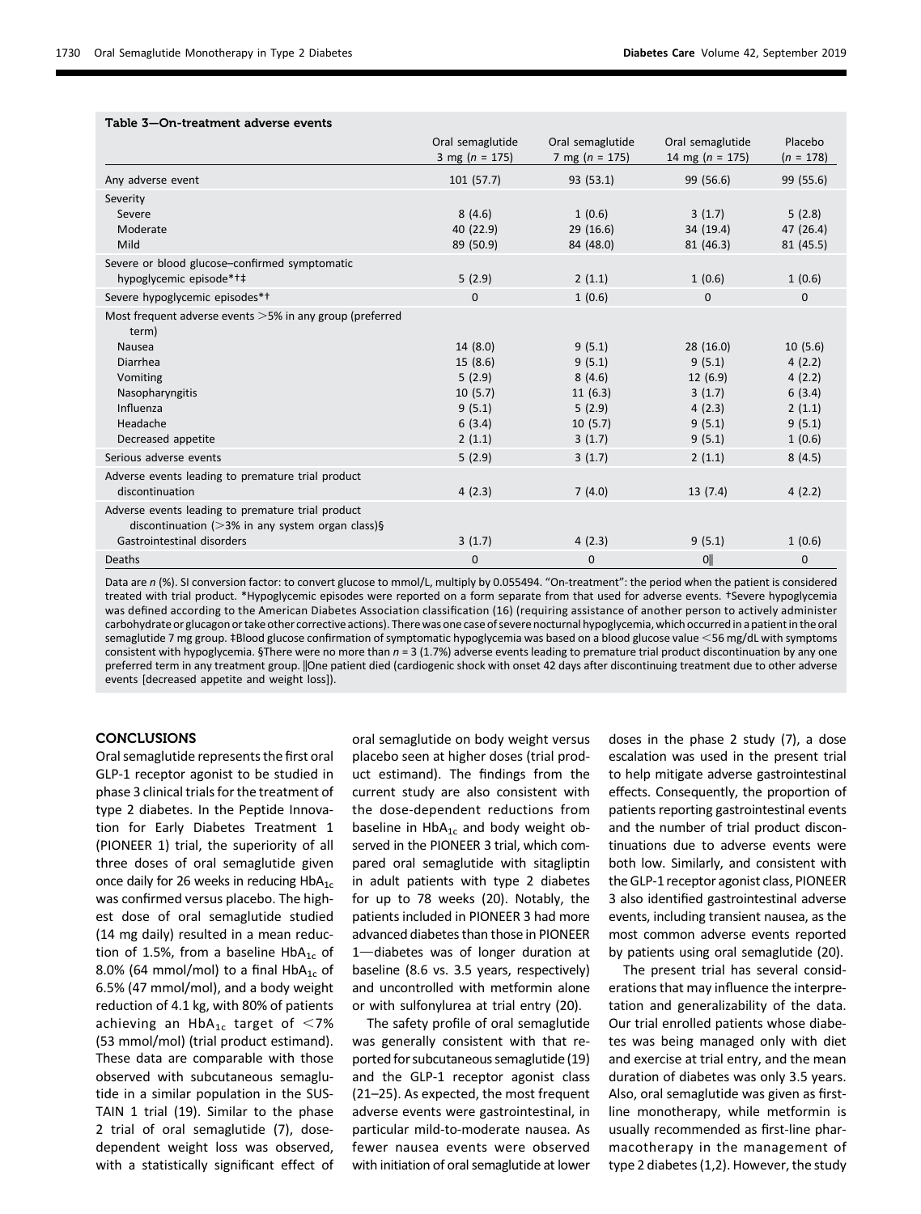**Table 3—On-treatment adverse events**

| | Oral semaglutide 3 mg (*n* = 175) | Oral semaglutide 7 mg (*n* = 175) | Oral semaglutide 14 mg (*n* = 175) | Placebo (*n* = 178) |
|---|---|---|---|---|
| Any adverse event | 101 (57.7) | 93 (53.1) | 99 (56.6) | 99 (55.6) |
| Severity | | | | |
| Severe | 8 (4.6) | 1 (0.6) | 3 (1.7) | 5 (2.8) |
| Moderate | 40 (22.9) | 29 (16.6) | 34 (19.4) | 47 (26.4) |
| Mild | 89 (50.9) | 84 (48.0) | 81 (46.3) | 81 (45.5) |
| Severe or blood glucose–confirmed symptomatic hypoglycemic episode*†‡ | 5 (2.9) | 2 (1.1) | 1 (0.6) | 1 (0.6) |
| Severe hypoglycemic episodes*† | 0 | 1 (0.6) | 0 | 0 |
| Most frequent adverse events >5% in any group (preferred term) | | | | |
| Nausea | 14 (8.0) | 9 (5.1) | 28 (16.0) | 10 (5.6) |
| Diarrhea | 15 (8.6) | 9 (5.1) | 9 (5.1) | 4 (2.2) |
| Vomiting | 5 (2.9) | 8 (4.6) | 12 (6.9) | 4 (2.2) |
| Nasopharyngitis | 10 (5.7) | 11 (6.3) | 3 (1.7) | 6 (3.4) |
| Influenza | 9 (5.1) | 5 (2.9) | 4 (2.3) | 2 (1.1) |
| Headache | 6 (3.4) | 10 (5.7) | 9 (5.1) | 9 (5.1) |
| Decreased appetite | 2 (1.1) | 3 (1.7) | 9 (5.1) | 1 (0.6) |
| Serious adverse events | 5 (2.9) | 3 (1.7) | 2 (1.1) | 8 (4.5) |
| Adverse events leading to premature trial product discontinuation | 4 (2.3) | 7 (4.0) | 13 (7.4) | 4 (2.2) |
| Adverse events leading to premature trial product discontinuation (>3% in any system organ class)§ | | | | |
| Gastrointestinal disorders | 3 (1.7) | 4 (2.3) | 9 (5.1) | 1 (0.6) |
| Deaths | 0 | 0 | 0‖ | 0 |

Data are *n* (%). SI conversion factor: to convert glucose to mmol/L, multiply by 0.055494. "On-treatment": the period when the patient is considered treated with trial product. *Hypoglycemic episodes were reported on a form separate from that used for adverse events. †Severe hypoglycemia was defined according to the American Diabetes Association classification (16) (requiring assistance of another person to actively administer carbohydrate or glucagon or take other corrective actions). There was one case of severe nocturnal hypoglycemia, which occurred in a patient in the oral semaglutide 7 mg group. ‡Blood glucose confirmation of symptomatic hypoglycemia was based on a blood glucose value <56 mg/dL with symptoms consistent with hypoglycemia. §There were no more than *n* = 3 (1.7%) adverse events leading to premature trial product discontinuation by any one preferred term in any treatment group. ‖One patient died (cardiogenic shock with onset 42 days after discontinuing treatment due to other adverse events [decreased appetite and weight loss]).

## CONCLUSIONS

Oral semaglutide represents the first oral GLP-1 receptor agonist to be studied in phase 3 clinical trials for the treatment of type 2 diabetes. In the Peptide Innovation for Early Diabetes Treatment 1 (PIONEER 1) trial, the superiority of all three doses of oral semaglutide given once daily for 26 weeks in reducing $HbA_{1c}$ was confirmed versus placebo. The highest dose of oral semaglutide studied (14 mg daily) resulted in a mean reduction of 1.5%, from a baseline $HbA_{1c}$ of 8.0% (64 mmol/mol) to a final $HbA_{1c}$ of 6.5% (47 mmol/mol), and a body weight reduction of 4.1 kg, with 80% of patients achieving an $HbA_{1c}$ target of <7% (53 mmol/mol) (trial product estimand). These data are comparable with those observed with subcutaneous semaglutide in a similar population in the SUSTAIN 1 trial (19). Similar to the phase 2 trial of oral semaglutide (7), dose-dependent weight loss was observed, with a statistically significant effect of oral semaglutide on body weight versus placebo seen at higher doses (trial product estimand). The findings from the current study are also consistent with the dose-dependent reductions from baseline in $HbA_{1c}$ and body weight observed in the PIONEER 3 trial, which compared oral semaglutide with sitagliptin in adult patients with type 2 diabetes for up to 78 weeks (20). Notably, the patients included in PIONEER 3 had more advanced diabetes than those in PIONEER 1—diabetes was of longer duration at baseline (8.6 vs. 3.5 years, respectively) and uncontrolled with metformin alone or with sulfonylurea at trial entry (20).

The safety profile of oral semaglutide was generally consistent with that reported for subcutaneous semaglutide (19) and the GLP-1 receptor agonist class (21–25). As expected, the most frequent adverse events were gastrointestinal, in particular mild-to-moderate nausea. As fewer nausea events were observed with initiation of oral semaglutide at lower doses in the phase 2 study (7), a dose escalation was used in the present trial to help mitigate adverse gastrointestinal effects. Consequently, the proportion of patients reporting gastrointestinal events and the number of trial product discontinuations due to adverse events were both low. Similarly, and consistent with the GLP-1 receptor agonist class, PIONEER 3 also identified gastrointestinal adverse events, including transient nausea, as the most common adverse events reported by patients using oral semaglutide (20).

The present trial has several considerations that may influence the interpretation and generalizability of the data. Our trial enrolled patients whose diabetes was being managed only with diet and exercise at trial entry, and the mean duration of diabetes was only 3.5 years. Also, oral semaglutide was given as first-line monotherapy, while metformin is usually recommended as first-line pharmacotherapy in the management of type 2 diabetes (1,2). However, the study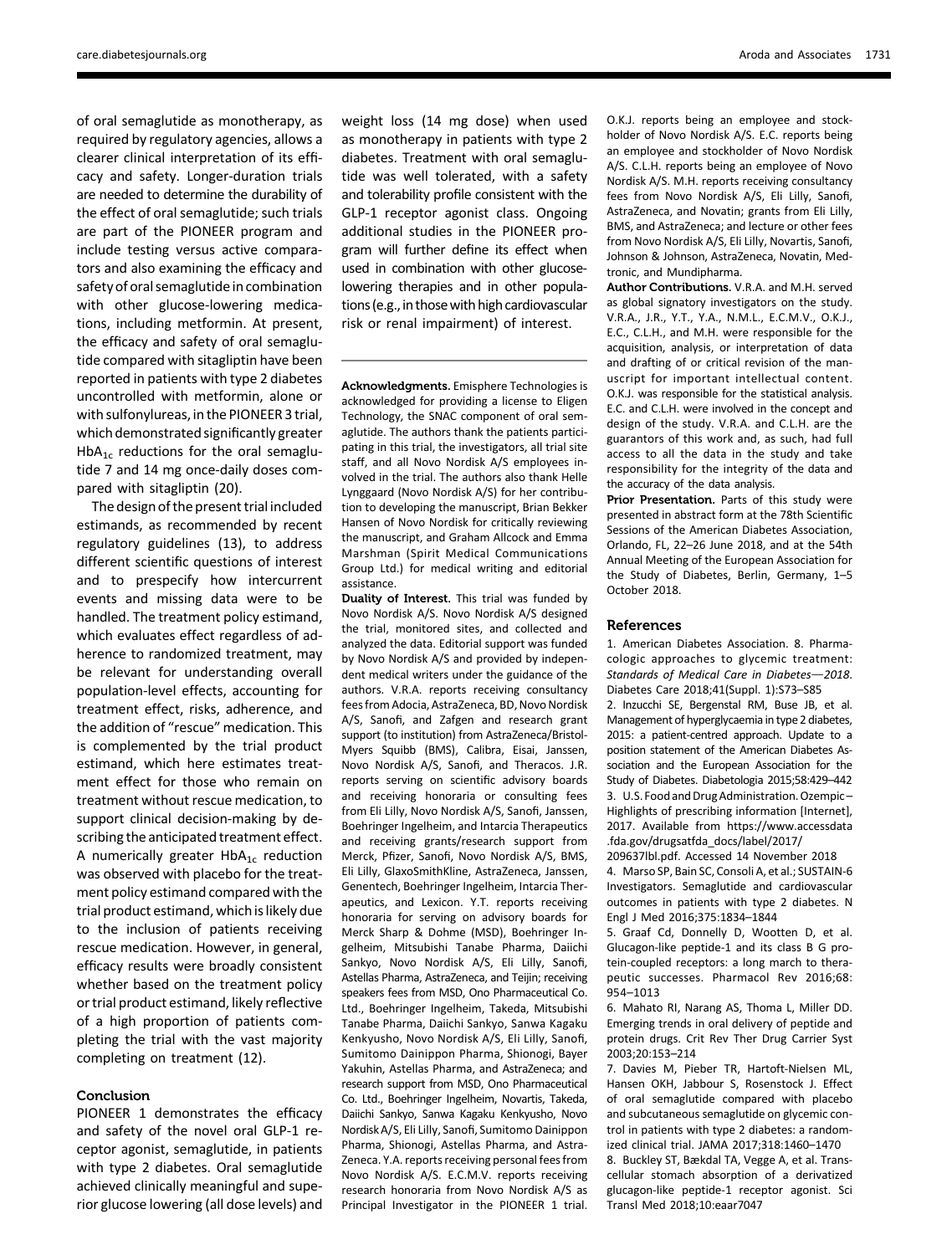of oral semaglutide as monotherapy, as required by regulatory agencies, allows a clearer clinical interpretation of its efficacy and safety. Longer-duration trials are needed to determine the durability of the effect of oral semaglutide; such trials are part of the PIONEER program and include testing versus active comparators and also examining the efficacy and safety of oral semaglutide in combination with other glucose-lowering medications, including metformin. At present, the efficacy and safety of oral semaglutide compared with sitagliptin have been reported in patients with type 2 diabetes uncontrolled with metformin, alone or with sulfonylureas, in the PIONEER 3 trial, which demonstrated significantly greater $HbA_{1c}$ reductions for the oral semaglutide 7 and 14 mg once-daily doses compared with sitagliptin (20).

The design of the present trial included estimands, as recommended by recent regulatory guidelines (13), to address different scientific questions of interest and to prespecify how intercurrent events and missing data were to be handled. The treatment policy estimand, which evaluates effect regardless of adherence to randomized treatment, may be relevant for understanding overall population-level effects, accounting for treatment effect, risks, adherence, and the addition of "rescue" medication. This is complemented by the trial product estimand, which here estimates treatment effect for those who remain on treatment without rescue medication, to support clinical decision-making by describing the anticipated treatment effect. A numerically greater $HbA_{1c}$ reduction was observed with placebo for the treatment policy estimand compared with the trial product estimand, which is likely due to the inclusion of patients receiving rescue medication. However, in general, efficacy results were broadly consistent whether based on the treatment policy or trial product estimand, likely reflective of a high proportion of patients completing the trial with the vast majority completing on treatment (12).

## Conclusion

PIONEER 1 demonstrates the efficacy and safety of the novel oral GLP-1 receptor agonist, semaglutide, in patients with type 2 diabetes. Oral semaglutide achieved clinically meaningful and superior glucose lowering (all dose levels) and weight loss (14 mg dose) when used as monotherapy in patients with type 2 diabetes. Treatment with oral semaglutide was well tolerated, with a safety and tolerability profile consistent with the GLP-1 receptor agonist class. Ongoing additional studies in the PIONEER program will further define its effect when used in combination with other glucose-lowering therapies and in other populations (e.g., in those with high cardiovascular risk or renal impairment) of interest.

**Acknowledgments.** Emisphere Technologies is acknowledged for providing a license to Eligen Technology, the SNAC component of oral semaglutide. The authors thank the patients participating in this trial, the investigators, all trial site staff, and all Novo Nordisk A/S employees involved in the trial. The authors also thank Helle Lynggaard (Novo Nordisk A/S) for her contribution to developing the manuscript, Brian Bekker Hansen of Novo Nordisk for critically reviewing the manuscript, and Graham Allcock and Emma Marshman (Spirit Medical Communications Group Ltd.) for medical writing and editorial assistance.

**Duality of Interest.** This trial was funded by Novo Nordisk A/S. Novo Nordisk A/S designed the trial, monitored sites, and collected and analyzed the data. Editorial support was funded by Novo Nordisk A/S and provided by independent medical writers under the guidance of the authors. V.R.A. reports receiving consultancy fees from Adocia, AstraZeneca, BD, Novo Nordisk A/S, Sanofi, and Zafgen and research grant support (to institution) from AstraZeneca/Bristol-Myers Squibb (BMS), Calibra, Eisai, Janssen, Novo Nordisk A/S, Sanofi, and Theracos. J.R. reports serving on scientific advisory boards and receiving honoraria or consulting fees from Eli Lilly, Novo Nordisk A/S, Sanofi, Janssen, Boehringer Ingelheim, and Intarcia Therapeutics and receiving grants/research support from Merck, Pfizer, Sanofi, Novo Nordisk A/S, BMS, Eli Lilly, GlaxoSmithKline, AstraZeneca, Janssen, Genentech, Boehringer Ingelheim, Intarcia Therapeutics, and Lexicon. Y.T. reports receiving honoraria for serving on advisory boards for Merck Sharp & Dohme (MSD), Boehringer Ingelheim, Mitsubishi Tanabe Pharma, Daiichi Sankyo, Novo Nordisk A/S, Eli Lilly, Sanofi, Astellas Pharma, AstraZeneca, and Teijin; receiving speakers fees from MSD, Ono Pharmaceutical Co. Ltd., Boehringer Ingelheim, Takeda, Mitsubishi Tanabe Pharma, Daiichi Sankyo, Sanwa Kagaku Kenkyusho, Novo Nordisk A/S, Eli Lilly, Sanofi, Sumitomo Dainippon Pharma, Shionogi, Bayer Yakuhin, Astellas Pharma, and AstraZeneca; and research support from MSD, Ono Pharmaceutical Co. Ltd., Boehringer Ingelheim, Novartis, Takeda, Daiichi Sankyo, Sanwa Kagaku Kenkyusho, Novo Nordisk A/S, Eli Lilly, Sanofi, Sumitomo Dainippon Pharma, Shionogi, Astellas Pharma, and AstraZeneca. Y.A. reports receiving personal fees from Novo Nordisk A/S. E.C.M.V. reports receiving research honoraria from Novo Nordisk A/S as Principal Investigator in the PIONEER 1 trial. O.K.J. reports being an employee and stockholder of Novo Nordisk A/S. E.C. reports being an employee and stockholder of Novo Nordisk A/S. C.L.H. reports being an employee of Novo Nordisk A/S. M.H. reports receiving consultancy fees from Novo Nordisk A/S, Eli Lilly, Sanofi, AstraZeneca, and Novatin; grants from Eli Lilly, BMS, and AstraZeneca; and lecture or other fees from Novo Nordisk A/S, Eli Lilly, Novartis, Sanofi, Johnson & Johnson, AstraZeneca, Novatin, Medtronic, and Mundipharma.

**Author Contributions.** V.R.A. and M.H. served as global signatory investigators on the study. V.R.A., J.R., Y.T., Y.A., N.M.L., E.C.M.V., O.K.J., E.C., C.L.H., and M.H. were responsible for the acquisition, analysis, or interpretation of data and drafting of or critical revision of the manuscript for important intellectual content. O.K.J. was responsible for the statistical analysis. E.C. and C.L.H. were involved in the concept and design of the study. V.R.A. and C.L.H. are the guarantors of this work and, as such, had full access to all the data in the study and take responsibility for the integrity of the data and the accuracy of the data analysis.

**Prior Presentation.** Parts of this study were presented in abstract form at the 78th Scientific Sessions of the American Diabetes Association, Orlando, FL, 22–26 June 2018, and at the 54th Annual Meeting of the European Association for the Study of Diabetes, Berlin, Germany, 1–5 October 2018.

## References

1. American Diabetes Association. 8. Pharmacologic approaches to glycemic treatment: *Standards of Medical Care in Diabetes—2018*. Diabetes Care 2018;41(Suppl. 1):S73–S85
2. Inzucchi SE, Bergenstal RM, Buse JB, et al. Management of hyperglycaemia in type 2 diabetes, 2015: a patient-centred approach. Update to a position statement of the American Diabetes Association and the European Association for the Study of Diabetes. Diabetologia 2015;58:429–442
3. U.S. Food and Drug Administration. Ozempic – Highlights of prescribing information [Internet], 2017. Available from https://www.accessdata.fda.gov/drugsatfda_docs/label/2017/209637lbl.pdf. Accessed 14 November 2018
4. Marso SP, Bain SC, Consoli A, et al.; SUSTAIN-6 Investigators. Semaglutide and cardiovascular outcomes in patients with type 2 diabetes. N Engl J Med 2016;375:1834–1844
5. Graaf Cd, Donnelly D, Wootten D, et al. Glucagon-like peptide-1 and its class B G protein-coupled receptors: a long march to therapeutic successes. Pharmacol Rev 2016;68:954–1013
6. Mahato RI, Narang AS, Thoma L, Miller DD. Emerging trends in oral delivery of peptide and protein drugs. Crit Rev Ther Drug Carrier Syst 2003;20:153–214
7. Davies M, Pieber TR, Hartoft-Nielsen ML, Hansen OKH, Jabbour S, Rosenstock J. Effect of oral semaglutide compared with placebo and subcutaneous semaglutide on glycemic control in patients with type 2 diabetes: a randomized clinical trial. JAMA 2017;318:1460–1470
8. Buckley ST, Bækdal TA, Vegge A, et al. Transcellular stomach absorption of a derivatized glucagon-like peptide-1 receptor agonist. Sci Transl Med 2018;10:eaar7047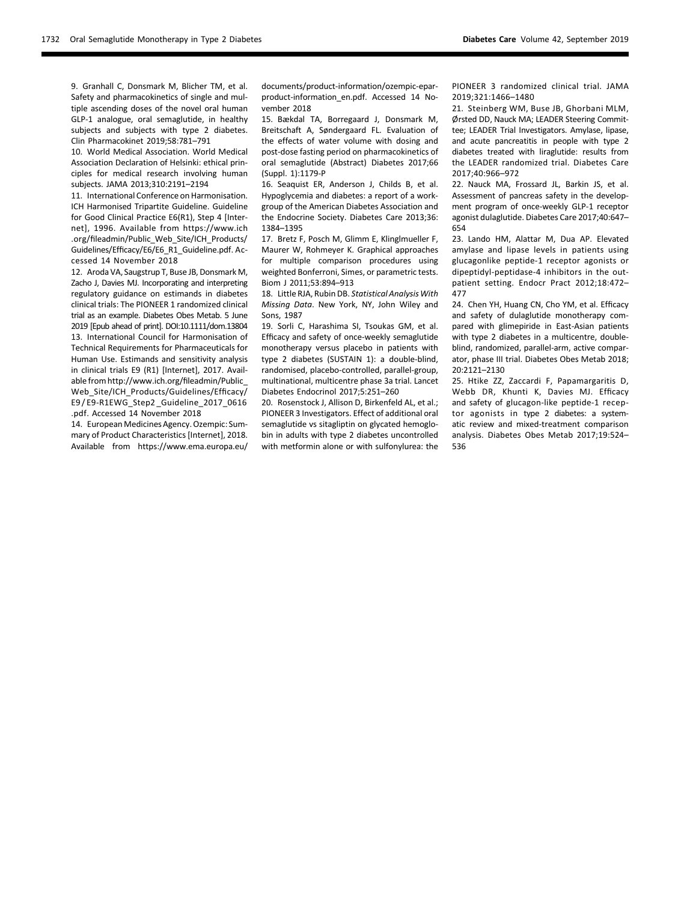9. Granhall C, Donsmark M, Blicher TM, et al. Safety and pharmacokinetics of single and multiple ascending doses of the novel oral human GLP-1 analogue, oral semaglutide, in healthy subjects and subjects with type 2 diabetes. Clin Pharmacokinet 2019;58:781–791

10. World Medical Association. World Medical Association Declaration of Helsinki: ethical principles for medical research involving human subjects. JAMA 2013;310:2191–2194

11. International Conference on Harmonisation. ICH Harmonised Tripartite Guideline. Guideline for Good Clinical Practice E6(R1), Step 4 [Internet], 1996. Available from https://www.ich.org/fileadmin/Public_Web_Site/ICH_Products/Guidelines/Efficacy/E6/E6_R1_Guideline.pdf. Accessed 14 November 2018

12. Aroda VA, Saugstrup T, Buse JB, Donsmark M, Zacho J, Davies MJ. Incorporating and interpreting regulatory guidance on estimands in diabetes clinical trials: The PIONEER 1 randomized clinical trial as an example. Diabetes Obes Metab. 5 June 2019 [Epub ahead of print]. DOI:10.1111/dom.13804

13. International Council for Harmonisation of Technical Requirements for Pharmaceuticals for Human Use. Estimands and sensitivity analysis in clinical trials E9 (R1) [Internet], 2017. Available from http://www.ich.org/fileadmin/Public_Web_Site/ICH_Products/Guidelines/Efficacy/E9/E9-R1EWG_Step2_Guideline_2017_0616.pdf. Accessed 14 November 2018

14. European Medicines Agency. Ozempic: Summary of Product Characteristics [Internet], 2018. Available from https://www.ema.europa.eu/documents/product-information/ozempic-epar-product-information_en.pdf. Accessed 14 November 2018

15. Bækdal TA, Borregaard J, Donsmark M, Breitschaft A, Søndergaard FL. Evaluation of the effects of water volume with dosing and post-dose fasting period on pharmacokinetics of oral semaglutide (Abstract) Diabetes 2017;66 (Suppl. 1):1179-P

16. Seaquist ER, Anderson J, Childs B, et al. Hypoglycemia and diabetes: a report of a workgroup of the American Diabetes Association and the Endocrine Society. Diabetes Care 2013;36: 1384–1395

17. Bretz F, Posch M, Glimm E, Klinglmueller F, Maurer W, Rohmeyer K. Graphical approaches for multiple comparison procedures using weighted Bonferroni, Simes, or parametric tests. Biom J 2011;53:894–913

18. Little RJA, Rubin DB. *Statistical Analysis With Missing Data*. New York, NY, John Wiley and Sons, 1987

19. Sorli C, Harashima SI, Tsoukas GM, et al. Efficacy and safety of once-weekly semaglutide monotherapy versus placebo in patients with type 2 diabetes (SUSTAIN 1): a double-blind, randomised, placebo-controlled, parallel-group, multinational, multicentre phase 3a trial. Lancet Diabetes Endocrinol 2017;5:251–260

20. Rosenstock J, Allison D, Birkenfeld AL, et al.; PIONEER 3 Investigators. Effect of additional oral semaglutide vs sitagliptin on glycated hemoglobin in adults with type 2 diabetes uncontrolled with metformin alone or with sulfonylurea: the PIONEER 3 randomized clinical trial. JAMA 2019;321:1466–1480

21. Steinberg WM, Buse JB, Ghorbani MLM, Ørsted DD, Nauck MA; LEADER Steering Committee; LEADER Trial Investigators. Amylase, lipase, and acute pancreatitis in people with type 2 diabetes treated with liraglutide: results from the LEADER randomized trial. Diabetes Care 2017;40:966–972

22. Nauck MA, Frossard JL, Barkin JS, et al. Assessment of pancreas safety in the development program of once-weekly GLP-1 receptor agonist dulaglutide. Diabetes Care 2017;40:647–654

23. Lando HM, Alattar M, Dua AP. Elevated amylase and lipase levels in patients using glucagonlike peptide-1 receptor agonists or dipeptidyl-peptidase-4 inhibitors in the outpatient setting. Endocr Pract 2012;18:472–477

24. Chen YH, Huang CN, Cho YM, et al. Efficacy and safety of dulaglutide monotherapy compared with glimepiride in East-Asian patients with type 2 diabetes in a multicentre, double-blind, randomized, parallel-arm, active comparator, phase III trial. Diabetes Obes Metab 2018; 20:2121–2130

25. Htike ZZ, Zaccardi F, Papamargaritis D, Webb DR, Khunti K, Davies MJ. Efficacy and safety of glucagon-like peptide-1 receptor agonists in type 2 diabetes: a systematic review and mixed-treatment comparison analysis. Diabetes Obes Metab 2017;19:524–536